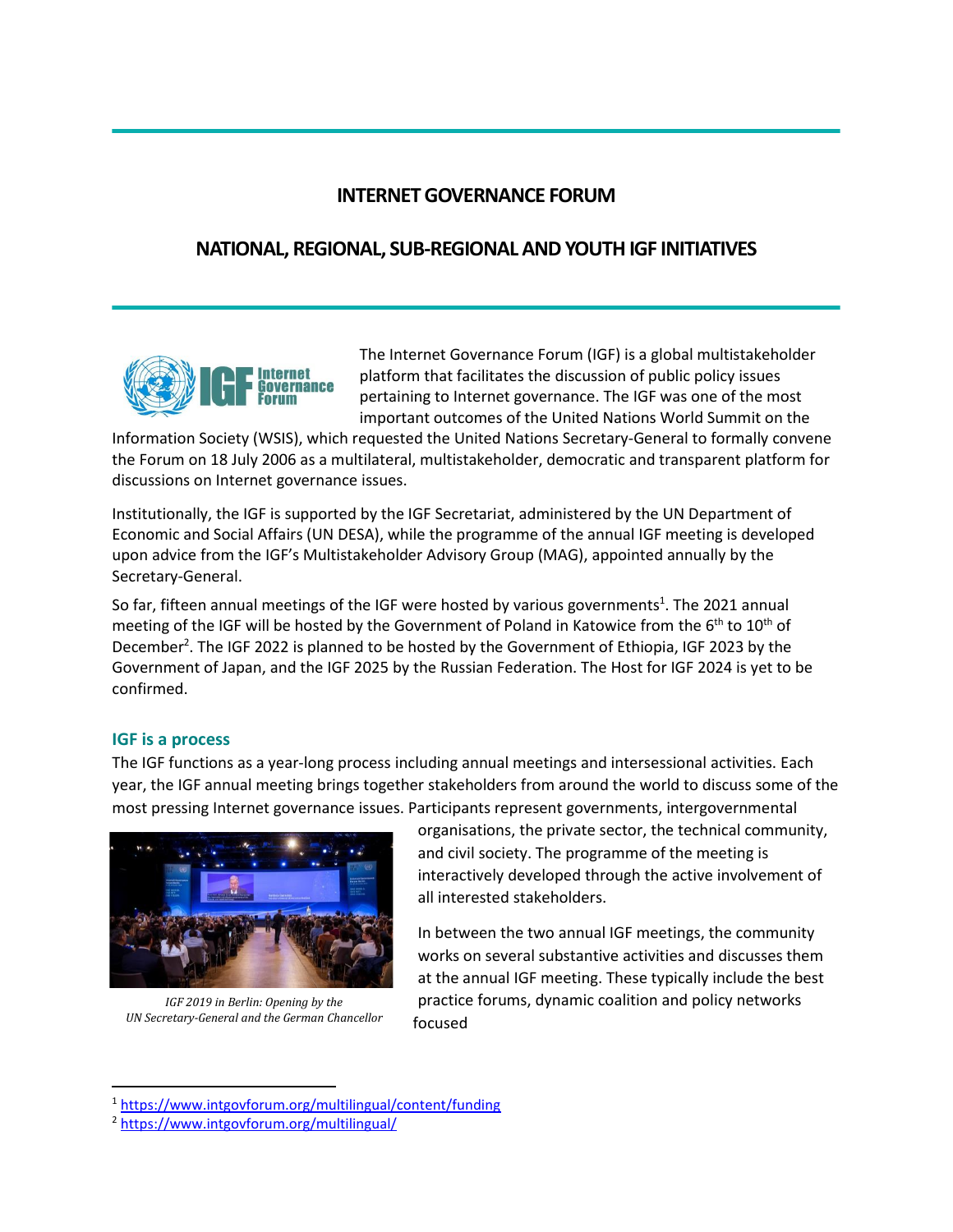# INTERNET GOVERNANCE FORUM

## NATIONAL, REGIONAL, SUB-REGIONAL AND YOUTH IGF INITIATIVES

The Internet Governance Forum (IGF) is a global multistakeholder platform that facilitates the discussion of public policy issues pertaining to Internet governance. The IGF was one of the most important outcomes of the United Nations World Summit on the Information Society (WSIS), which requested the United Nations Secretary-General to formally convene the Forum on 18 July 2006 as a multilateral, multistakeholder, democratic and transparent platform for discussions on Internet governance issues.

Institutionally, the IGF is supported by the IGF Secretariat, administered by the UN Department of Economic and Social Affairs (UN DESA), while the programme of the annual IGF meeting is developed upon advice from the IGF's Multistakeholder Advisory Group (MAG), appointed annually by the Secretary-General.

So far, fifteen annual meetings of the IGF were hosted by various governments[1]. The 2021 annual meeting of the IGF will be hosted by the Government of Poland in Katowice from the 6th to 10th of December[2]. The IGF 2022 is planned to be hosted by the Government of Ethiopia, IGF 2023 by the Government of Japan, and the IGF 2025 by the Russian Federation. The Host for IGF 2024 is yet to be confirmed.

### IGF is a process

The IGF functions as a year-long process including annual meetings and intersessional activities. Each year, the IGF annual meeting brings together stakeholders from around the world to discuss some of the most pressing Internet governance issues. Participants represent governments, intergovernmental organisations, the private sector, the technical community, and civil society. The programme of the meeting is interactively developed through the active involvement of all interested stakeholders.

*IGF 2019 in Berlin: Opening by the UN Secretary-General and the German Chancellor*

In between the two annual IGF meetings, the community works on several substantive activities and discusses them at the annual IGF meeting. These typically include the best practice forums, dynamic coalition and policy networks focused

---

[1] https://www.intgovforum.org/multilingual/content/funding

[2] https://www.intgovforum.org/multilingual/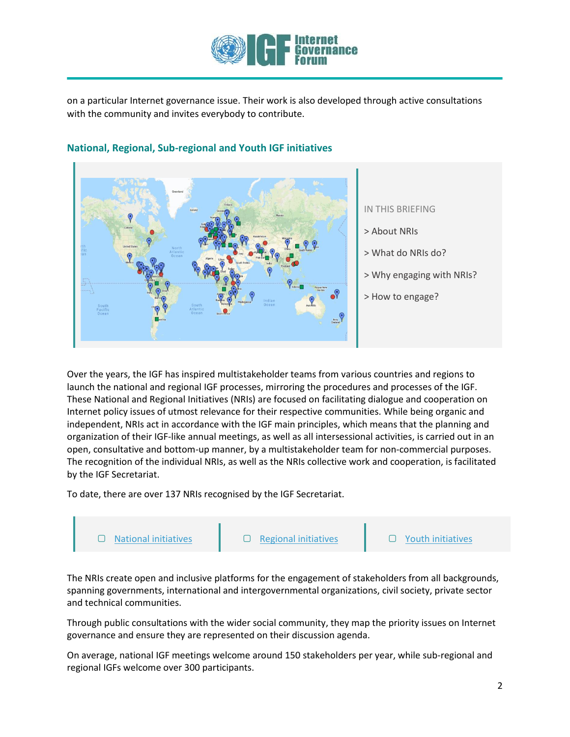on a particular Internet governance issue. Their work is also developed through active consultations with the community and invites everybody to contribute.

## National, Regional, Sub-regional and Youth IGF initiatives

IN THIS BRIEFING

> About NRIs

> What do NRIs do?

> Why engaging with NRIs?

> How to engage?

Over the years, the IGF has inspired multistakeholder teams from various countries and regions to launch the national and regional IGF processes, mirroring the procedures and processes of the IGF. These National and Regional Initiatives (NRIs) are focused on facilitating dialogue and cooperation on Internet policy issues of utmost relevance for their respective communities. While being organic and independent, NRIs act in accordance with the IGF main principles, which means that the planning and organization of their IGF-like annual meetings, as well as all intersessional activities, is carried out in an open, consultative and bottom-up manner, by a multistakeholder team for non-commercial purposes. The recognition of the individual NRIs, as well as the NRIs collective work and cooperation, is facilitated by the IGF Secretariat.

To date, there are over 137 NRIs recognised by the IGF Secretariat.

- National initiatives
- Regional initiatives
- Youth initiatives

The NRIs create open and inclusive platforms for the engagement of stakeholders from all backgrounds, spanning governments, international and intergovernmental organizations, civil society, private sector and technical communities.

Through public consultations with the wider social community, they map the priority issues on Internet governance and ensure they are represented on their discussion agenda.

On average, national IGF meetings welcome around 150 stakeholders per year, while sub-regional and regional IGFs welcome over 300 participants.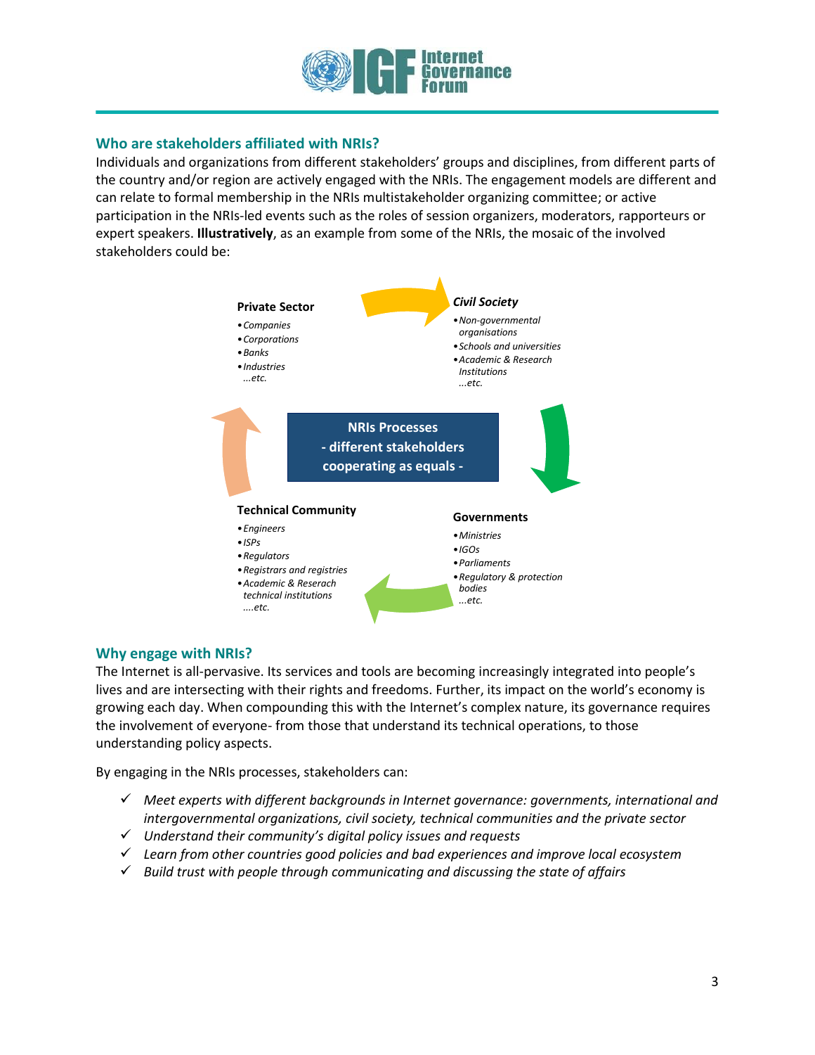## Who are stakeholders affiliated with NRIs?

Individuals and organizations from different stakeholders' groups and disciplines, from different parts of the country and/or region are actively engaged with the NRIs. The engagement models are different and can relate to formal membership in the NRIs multistakeholder organizing committee; or active participation in the NRIs-led events such as the roles of session organizers, moderators, rapporteurs or expert speakers. **Illustratively**, as an example from some of the NRIs, the mosaic of the involved stakeholders could be:

**Private Sector**

- *Companies*
- *Corporations*
- *Banks*
- *Industries*

*...etc.*

***Civil Society***

- *Non-governmental organisations*
- *Schools and universities*
- *Academic & Research Institutions*

*...etc.*

**NRIs Processes - different stakeholders cooperating as equals -**

**Technical Community**

- *Engineers*
- *ISPs*
- *Regulators*
- *Registrars and registries*
- *Academic & Reserach technical institutions*

*....etc.*

**Governments**

- *Ministries*
- *IGOs*
- *Parliaments*
- *Regulatory & protection bodies*

*...etc.*

## Why engage with NRIs?

The Internet is all-pervasive. Its services and tools are becoming increasingly integrated into people's lives and are intersecting with their rights and freedoms. Further, its impact on the world's economy is growing each day. When compounding this with the Internet's complex nature, its governance requires the involvement of everyone- from those that understand its technical operations, to those understanding policy aspects.

By engaging in the NRIs processes, stakeholders can:

- ✓ *Meet experts with different backgrounds in Internet governance: governments, international and intergovernmental organizations, civil society, technical communities and the private sector*
- ✓ *Understand their community's digital policy issues and requests*
- ✓ *Learn from other countries good policies and bad experiences and improve local ecosystem*
- ✓ *Build trust with people through communicating and discussing the state of affairs*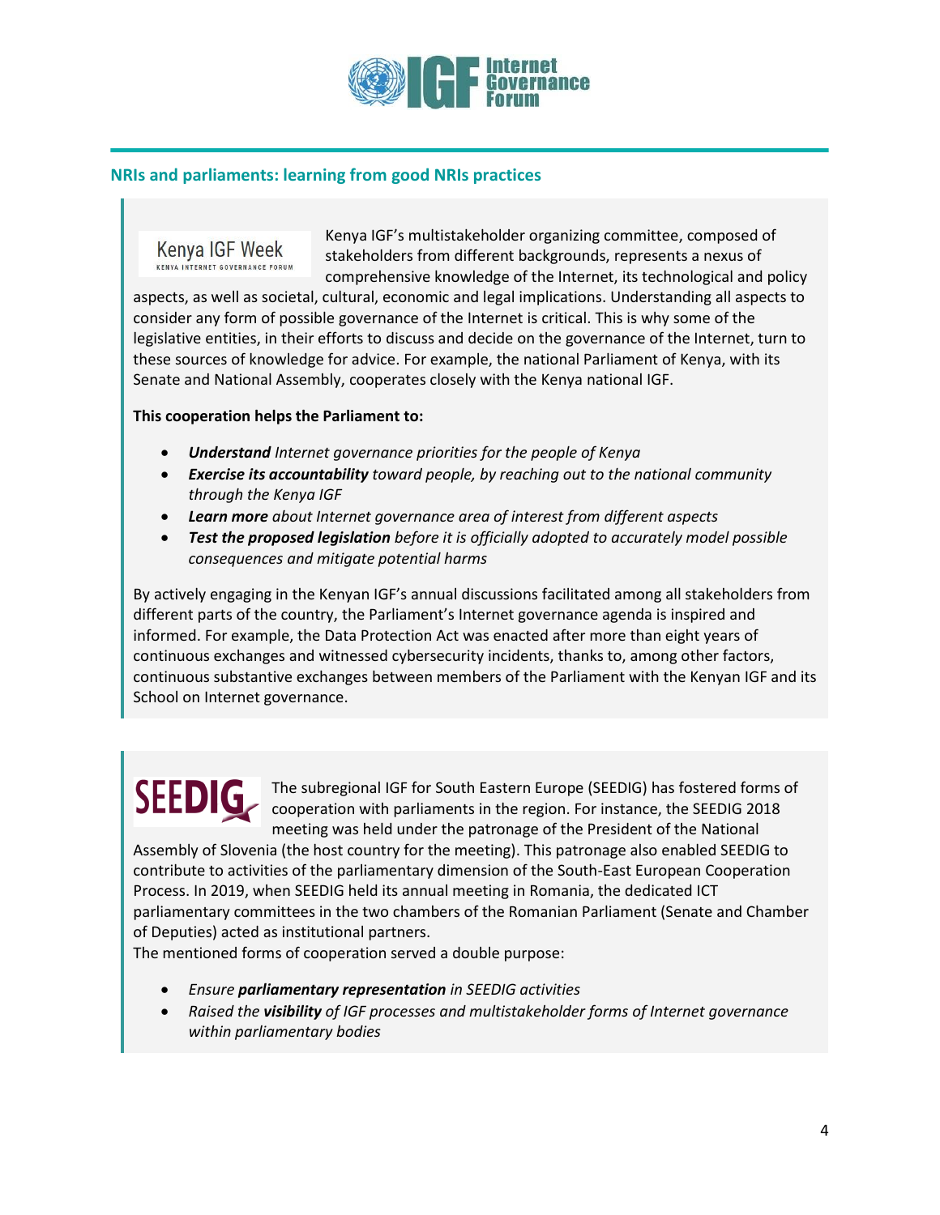## NRIs and parliaments: learning from good NRIs practices

Kenya IGF Week
KENYA INTERNET GOVERNANCE FORUM

Kenya IGF's multistakeholder organizing committee, composed of stakeholders from different backgrounds, represents a nexus of comprehensive knowledge of the Internet, its technological and policy aspects, as well as societal, cultural, economic and legal implications. Understanding all aspects to consider any form of possible governance of the Internet is critical. This is why some of the legislative entities, in their efforts to discuss and decide on the governance of the Internet, turn to these sources of knowledge for advice. For example, the national Parliament of Kenya, with its Senate and National Assembly, cooperates closely with the Kenya national IGF.

**This cooperation helps the Parliament to:**

- ***Understand*** *Internet governance priorities for the people of Kenya*
- ***Exercise its accountability*** *toward people, by reaching out to the national community through the Kenya IGF*
- ***Learn more*** *about Internet governance area of interest from different aspects*
- ***Test the proposed legislation*** *before it is officially adopted to accurately model possible consequences and mitigate potential harms*

By actively engaging in the Kenyan IGF's annual discussions facilitated among all stakeholders from different parts of the country, the Parliament's Internet governance agenda is inspired and informed. For example, the Data Protection Act was enacted after more than eight years of continuous exchanges and witnessed cybersecurity incidents, thanks to, among other factors, continuous substantive exchanges between members of the Parliament with the Kenyan IGF and its School on Internet governance.

SEEDIG

The subregional IGF for South Eastern Europe (SEEDIG) has fostered forms of cooperation with parliaments in the region. For instance, the SEEDIG 2018 meeting was held under the patronage of the President of the National Assembly of Slovenia (the host country for the meeting). This patronage also enabled SEEDIG to contribute to activities of the parliamentary dimension of the South-East European Cooperation Process. In 2019, when SEEDIG held its annual meeting in Romania, the dedicated ICT parliamentary committees in the two chambers of the Romanian Parliament (Senate and Chamber of Deputies) acted as institutional partners.

The mentioned forms of cooperation served a double purpose:

- *Ensure* ***parliamentary representation*** *in SEEDIG activities*
- *Raised the* ***visibility*** *of IGF processes and multistakeholder forms of Internet governance within parliamentary bodies*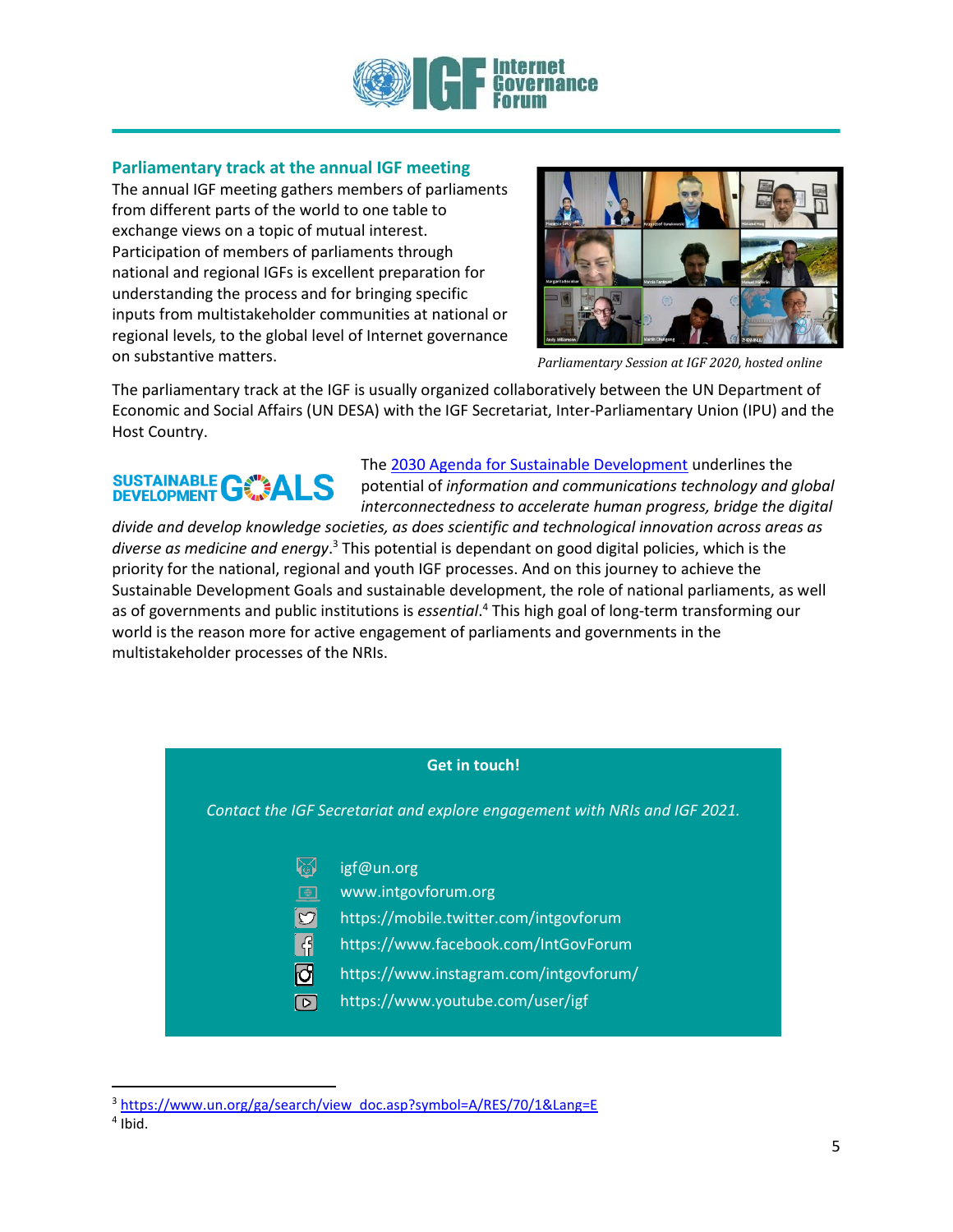## Parliamentary track at the annual IGF meeting

The annual IGF meeting gathers members of parliaments from different parts of the world to one table to exchange views on a topic of mutual interest. Participation of members of parliaments through national and regional IGFs is excellent preparation for understanding the process and for bringing specific inputs from multistakeholder communities at national or regional levels, to the global level of Internet governance on substantive matters.

*Parliamentary Session at IGF 2020, hosted online*

The parliamentary track at the IGF is usually organized collaboratively between the UN Department of Economic and Social Affairs (UN DESA) with the IGF Secretariat, Inter-Parliamentary Union (IPU) and the Host Country.

The [2030 Agenda for Sustainable Development](https://www.un.org/ga/search/view_doc.asp?symbol=A/RES/70/1&Lang=E) underlines the potential of *information and communications technology and global interconnectedness to accelerate human progress, bridge the digital divide and develop knowledge societies, as does scientific and technological innovation across areas as diverse as medicine and energy*.[3] This potential is dependant on good digital policies, which is the priority for the national, regional and youth IGF processes. And on this journey to achieve the Sustainable Development Goals and sustainable development, the role of national parliaments, as well as of governments and public institutions is *essential*.[4] This high goal of long-term transforming our world is the reason more for active engagement of parliaments and governments in the multistakeholder processes of the NRIs.

**Get in touch!**

*Contact the IGF Secretariat and explore engagement with NRIs and IGF 2021.*

- igf@un.org
- www.intgovforum.org
- https://mobile.twitter.com/intgovforum
- https://www.facebook.com/IntGovForum
- https://www.instagram.com/intgovforum/
- https://www.youtube.com/user/igf

---

[3] https://www.un.org/ga/search/view_doc.asp?symbol=A/RES/70/1&Lang=E

[4] Ibid.